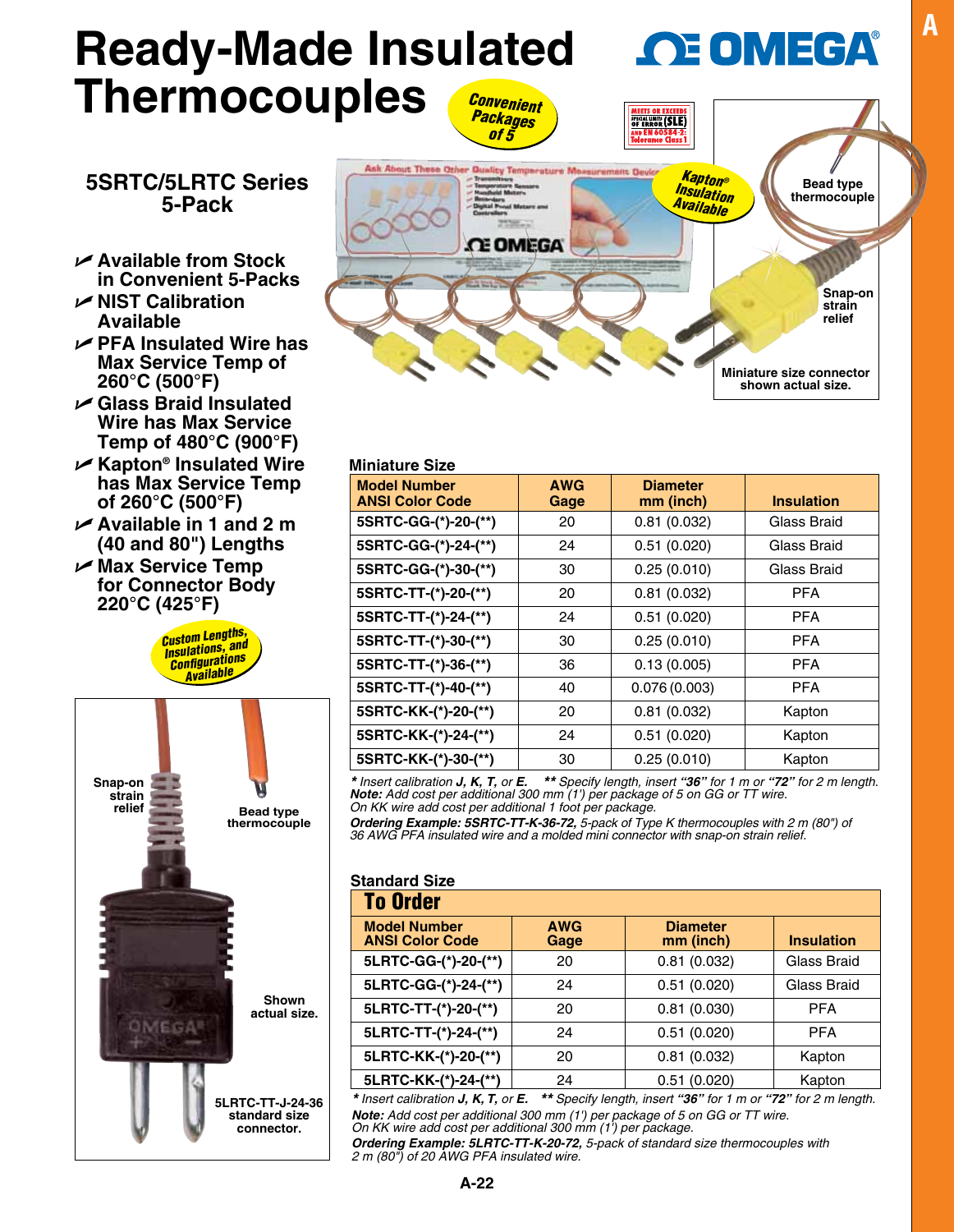# Ready-Made Insulated Thermocouples

OMEGA®

*Convenient Packages of 5*

MEETS OR EXCEEDS SPECIAL LIMITS OF ERROR (SLE) AND EN 60584-2: Tolerance Class 1

## 5SRTC/5LRTC Series 5-Pack

- Available from Stock in Convenient 5-Packs
- NIST Calibration Available
- PFA Insulated Wire has Max Service Temp of 260°C (500°F)
- Glass Braid Insulated Wire has Max Service Temp of 480°C (900°F)
- Kapton® Insulated Wire has Max Service Temp of 260°C (500°F)
- Available in 1 and 2 m (40 and 80") Lengths
- Max Service Temp for Connector Body 220°C (425°F)

*Custom Lengths, Insulations, and Configurations Available*

Kapton® Insulation Available

Bead type thermocouple

Snap-on strain relief

Miniature size connector shown actual size.

Snap-on strain relief

Bead type thermocouple

Shown actual size.

5LRTC-TT-J-24-36 standard size connector.

### Miniature Size

| Model Number ANSI Color Code | AWG Gage | Diameter mm (inch) | Insulation |
|---|---|---|---|
| 5SRTC-GG-(*)-20-(**) | 20 | 0.81 (0.032) | Glass Braid |
| 5SRTC-GG-(*)-24-(**) | 24 | 0.51 (0.020) | Glass Braid |
| 5SRTC-GG-(*)-30-(**) | 30 | 0.25 (0.010) | Glass Braid |
| 5SRTC-TT-(*)-20-(**) | 20 | 0.81 (0.032) | PFA |
| 5SRTC-TT-(*)-24-(**) | 24 | 0.51 (0.020) | PFA |
| 5SRTC-TT-(*)-30-(**) | 30 | 0.25 (0.010) | PFA |
| 5SRTC-TT-(*)-36-(**) | 36 | 0.13 (0.005) | PFA |
| 5SRTC-TT-(*)-40-(**) | 40 | 0.076 (0.003) | PFA |
| 5SRTC-KK-(*)-20-(**) | 20 | 0.81 (0.032) | Kapton |
| 5SRTC-KK-(*)-24-(**) | 24 | 0.51 (0.020) | Kapton |
| 5SRTC-KK-(*)-30-(**) | 30 | 0.25 (0.010) | Kapton |

*\* Insert calibration **J, K, T,** or **E.** \*\* Specify length, insert **"36"** for 1 m or **"72"** for 2 m length.*
***Note:** Add cost per additional 300 mm (1') per package of 5 on GG or TT wire.*
*On KK wire add cost per additional 1 foot per package.*
***Ordering Example: 5SRTC-TT-K-36-72,** 5-pack of Type K thermocouples with 2 m (80") of 36 AWG PFA insulated wire and a molded mini connector with snap-on strain relief.*

### Standard Size

**To Order**

| Model Number ANSI Color Code | AWG Gage | Diameter mm (inch) | Insulation |
|---|---|---|---|
| 5LRTC-GG-(*)-20-(**) | 20 | 0.81 (0.032) | Glass Braid |
| 5LRTC-GG-(*)-24-(**) | 24 | 0.51 (0.020) | Glass Braid |
| 5LRTC-TT-(*)-20-(**) | 20 | 0.81 (0.030) | PFA |
| 5LRTC-TT-(*)-24-(**) | 24 | 0.51 (0.020) | PFA |
| 5LRTC-KK-(*)-20-(**) | 20 | 0.81 (0.032) | Kapton |
| 5LRTC-KK-(*)-24-(**) | 24 | 0.51 (0.020) | Kapton |

*\* Insert calibration **J, K, T,** or **E.** \*\* Specify length, insert **"36"** for 1 m or **"72"** for 2 m length.*
***Note:** Add cost per additional 300 mm (1') per package of 5 on GG or TT wire.*
*On KK wire add cost per additional 300 mm (1') per package.*
***Ordering Example: 5LRTC-TT-K-20-72,** 5-pack of standard size thermocouples with 2 m (80") of 20 AWG PFA insulated wire.*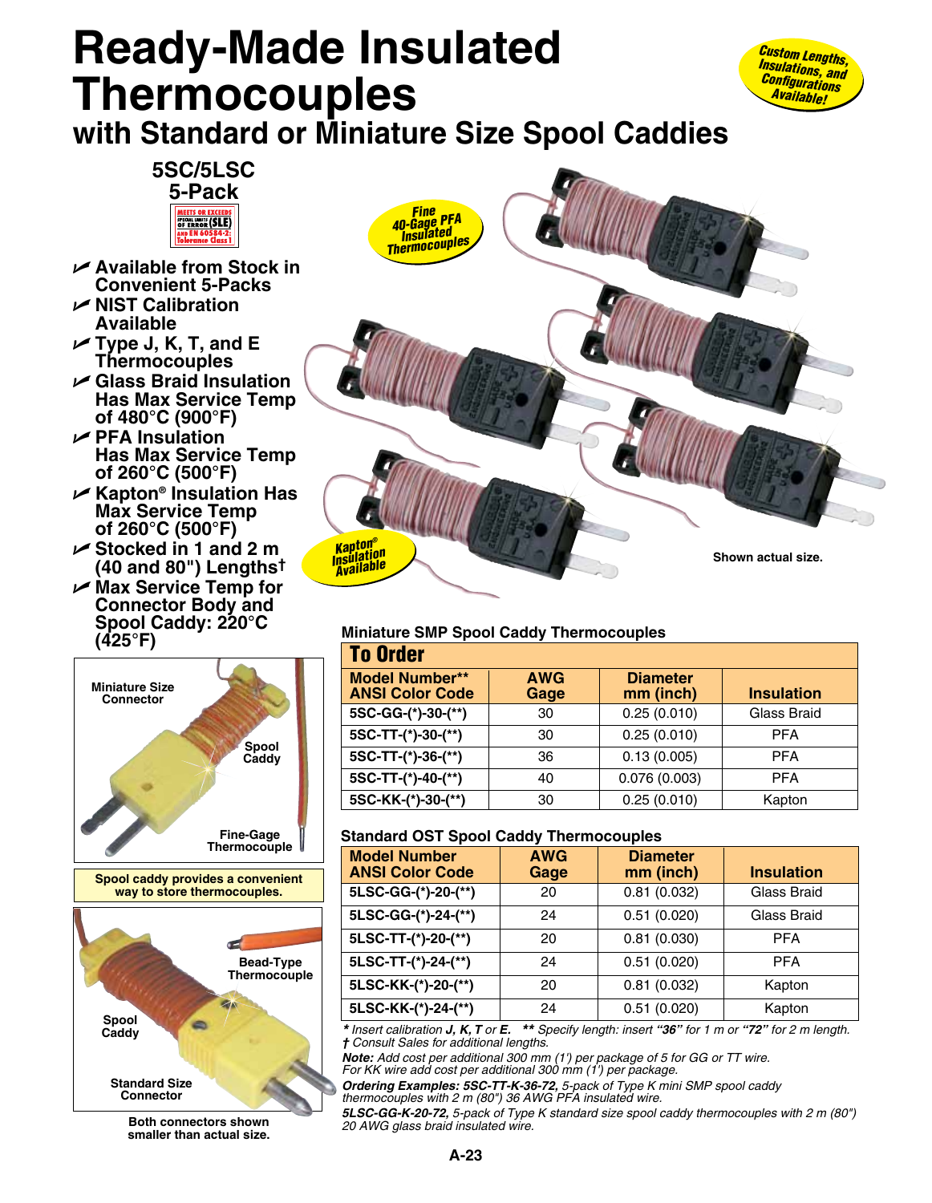# Ready-Made Insulated Thermocouples

## with Standard or Miniature Size Spool Caddies

*Custom Lengths, Insulations, and Configurations Available!*

**5SC/5LSC**
**5-Pack**

MEETS OR EXCEEDS SPECIAL LIMITS OF ERROR (SLE) AND EN 60584-2: Tolerance Class 1

- **Available from Stock in Convenient 5-Packs**
- **NIST Calibration Available**
- **Type J, K, T, and E Thermocouples**
- **Glass Braid Insulation Has Max Service Temp of 480°C (900°F)**
- **PFA Insulation Has Max Service Temp of 260°C (500°F)**
- **Kapton® Insulation Has Max Service Temp of 260°C (500°F)**
- **Stocked in 1 and 2 m (40 and 80") Lengths†**
- **Max Service Temp for Connector Body and Spool Caddy: 220°C (425°F)**

Fine 40-Gage PFA Insulated Thermocouples

Kapton® Insulation Available

Shown actual size.

Miniature Size Connector

Spool Caddy

Fine-Gage Thermocouple

**Spool caddy provides a convenient way to store thermocouples.**

Bead-Type Thermocouple

Spool Caddy

Standard Size Connector

**Both connectors shown smaller than actual size.**

### Miniature SMP Spool Caddy Thermocouples

**To Order**

| Model Number** ANSI Color Code | AWG Gage | Diameter mm (inch) | Insulation |
|---|---|---|---|
| 5SC-GG-(*)-30-(**) | 30 | 0.25 (0.010) | Glass Braid |
| 5SC-TT-(*)-30-(**) | 30 | 0.25 (0.010) | PFA |
| 5SC-TT-(*)-36-(**) | 36 | 0.13 (0.005) | PFA |
| 5SC-TT-(*)-40-(**) | 40 | 0.076 (0.003) | PFA |
| 5SC-KK-(*)-30-(**) | 30 | 0.25 (0.010) | Kapton |

### Standard OST Spool Caddy Thermocouples

| Model Number ANSI Color Code | AWG Gage | Diameter mm (inch) | Insulation |
|---|---|---|---|
| 5LSC-GG-(*)-20-(**) | 20 | 0.81 (0.032) | Glass Braid |
| 5LSC-GG-(*)-24-(**) | 24 | 0.51 (0.020) | Glass Braid |
| 5LSC-TT-(*)-20-(**) | 20 | 0.81 (0.030) | PFA |
| 5LSC-TT-(*)-24-(**) | 24 | 0.51 (0.020) | PFA |
| 5LSC-KK-(*)-20-(**) | 20 | 0.81 (0.032) | Kapton |
| 5LSC-KK-(*)-24-(**) | 24 | 0.51 (0.020) | Kapton |

*\* Insert calibration **J, K, T** or **E**. \*\* Specify length: insert **"36"** for 1 m or **"72"** for 2 m length.*
*† Consult Sales for additional lengths.*

***Note:*** *Add cost per additional 300 mm (1') per package of 5 for GG or TT wire. For KK wire add cost per additional 300 mm (1') per package.*

***Ordering Examples: 5SC-TT-K-36-72,*** *5-pack of Type K mini SMP spool caddy thermocouples with 2 m (80") 36 AWG PFA insulated wire.*

***5LSC-GG-K-20-72,*** *5-pack of Type K standard size spool caddy thermocouples with 2 m (80") 20 AWG glass braid insulated wire.*